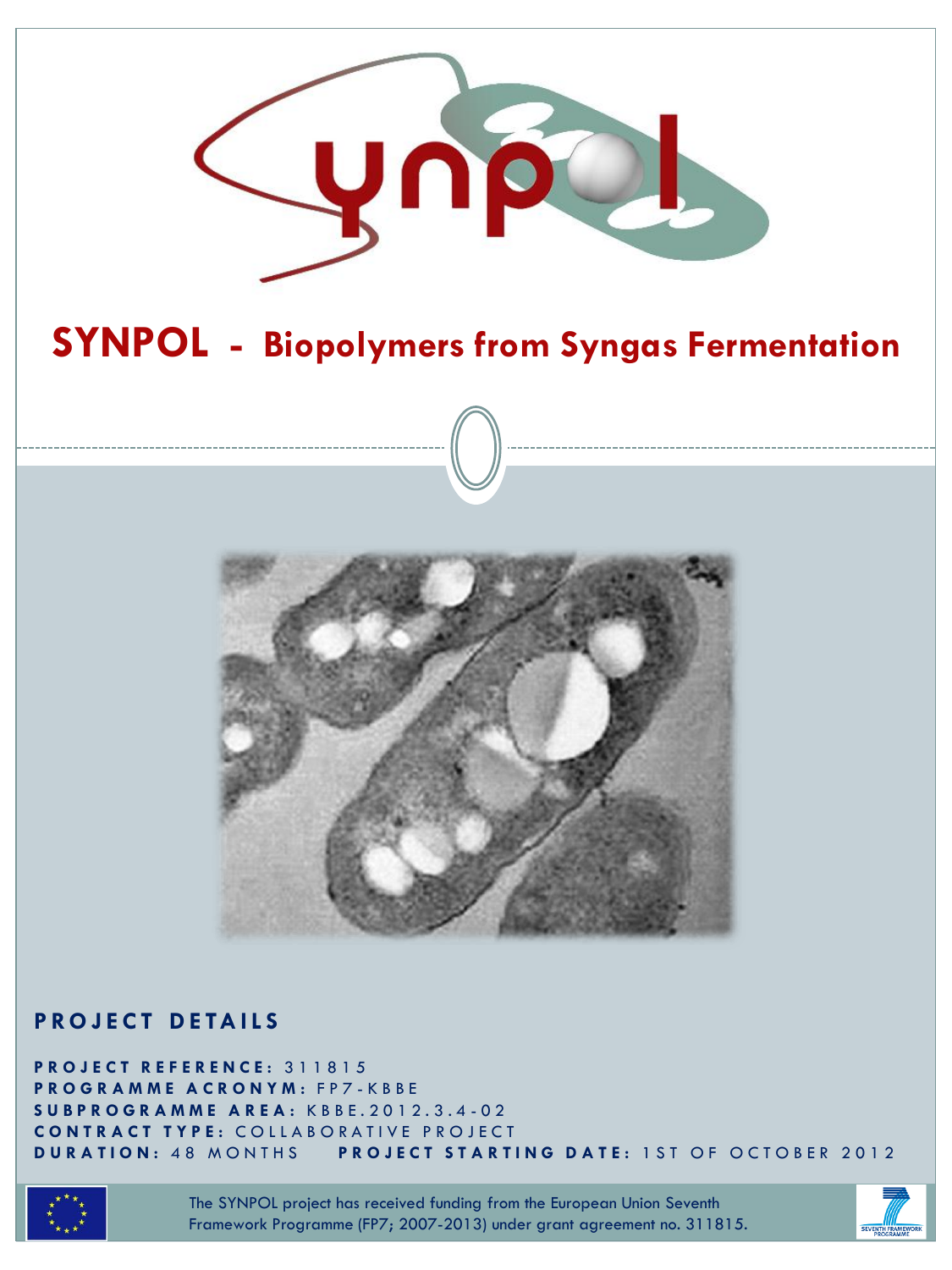# SYNPOL - Biopolymers from Syngas Fermentation

## PROJECT DETAILS

**PROJECT REFERENCE:** 311815
**PROGRAMME ACRONYM:** FP7-KBBE
**SUBPROGRAMME AREA:** KBBE.2012.3.4-02
**CONTRACT TYPE:** COLLABORATIVE PROJECT
**DURATION:** 48 MONTHS **PROJECT STARTING DATE:** 1ST OF OCTOBER 2012

The SYNPOL project has received funding from the European Union Seventh Framework Programme (FP7; 2007-2013) under grant agreement no. 311815.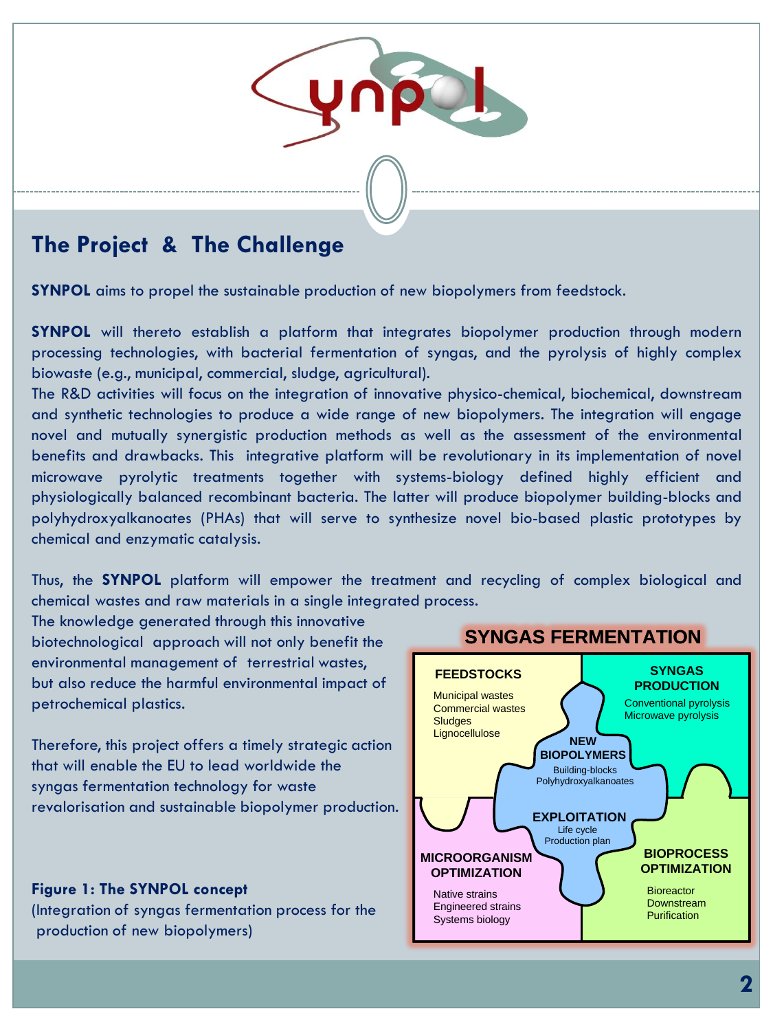## The Project & The Challenge

**SYNPOL** aims to propel the sustainable production of new biopolymers from feedstock.

**SYNPOL** will thereto establish a platform that integrates biopolymer production through modern processing technologies, with bacterial fermentation of syngas, and the pyrolysis of highly complex biowaste (e.g., municipal, commercial, sludge, agricultural).

The R&D activities will focus on the integration of innovative physico-chemical, biochemical, downstream and synthetic technologies to produce a wide range of new biopolymers. The integration will engage novel and mutually synergistic production methods as well as the assessment of the environmental benefits and drawbacks. This integrative platform will be revolutionary in its implementation of novel microwave pyrolytic treatments together with systems-biology defined highly efficient and physiologically balanced recombinant bacteria. The latter will produce biopolymer building-blocks and polyhydroxyalkanoates (PHAs) that will serve to synthesize novel bio-based plastic prototypes by chemical and enzymatic catalysis.

Thus, the **SYNPOL** platform will empower the treatment and recycling of complex biological and chemical wastes and raw materials in a single integrated process.

The knowledge generated through this innovative biotechnological approach will not only benefit the environmental management of terrestrial wastes, but also reduce the harmful environmental impact of petrochemical plastics.

Therefore, this project offers a timely strategic action that will enable the EU to lead worldwide the syngas fermentation technology for waste revalorisation and sustainable biopolymer production.

**SYNGAS FERMENTATION**

**FEEDSTOCKS**
- Municipal wastes
- Commercial wastes
- Sludges
- Lignocellulose

**SYNGAS PRODUCTION**
- Conventional pyrolysis
- Microwave pyrolysis

**NEW BIOPOLYMERS**
- Building-blocks
- Polyhydroxyalkanoates

**EXPLOITATION**
- Life cycle
- Production plan

**MICROORGANISM OPTIMIZATION**
- Native strains
- Engineered strains
- Systems biology

**BIOPROCESS OPTIMIZATION**
- Bioreactor
- Downstream
- Purification

**Figure 1: The SYNPOL concept**
(Integration of syngas fermentation process for the production of new biopolymers)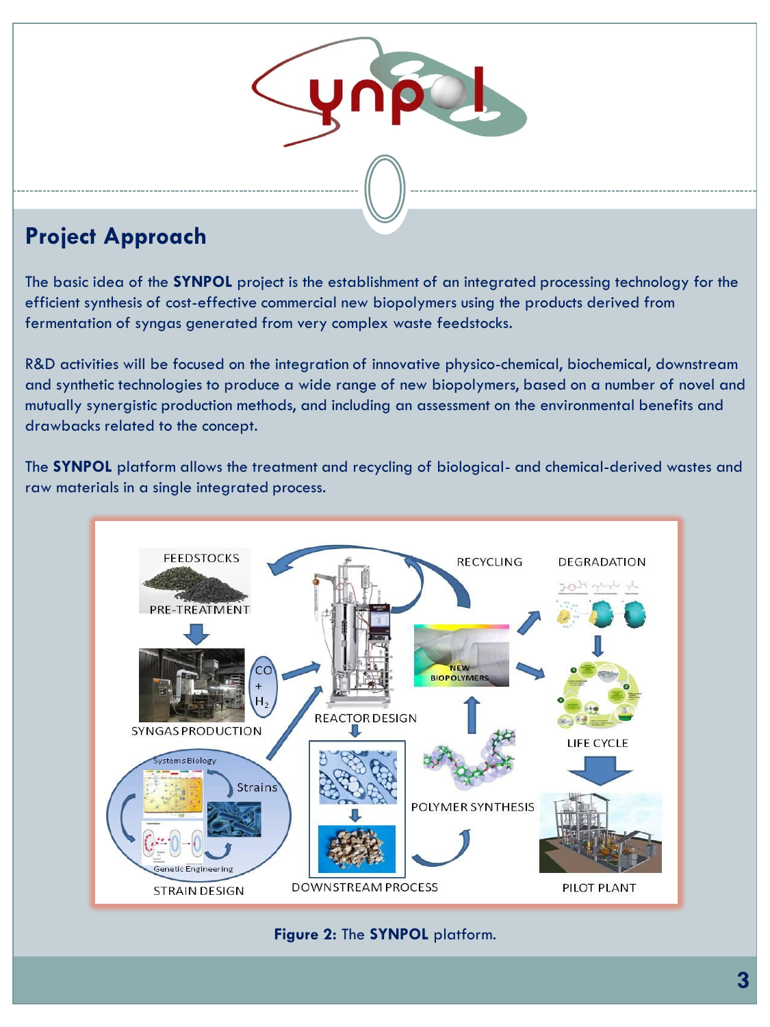## Project Approach

The basic idea of the **SYNPOL** project is the establishment of an integrated processing technology for the efficient synthesis of cost-effective commercial new biopolymers using the products derived from fermentation of syngas generated from very complex waste feedstocks.

R&D activities will be focused on the integration of innovative physico-chemical, biochemical, downstream and synthetic technologies to produce a wide range of new biopolymers, based on a number of novel and mutually synergistic production methods, and including an assessment on the environmental benefits and drawbacks related to the concept.

The **SYNPOL** platform allows the treatment and recycling of biological- and chemical-derived wastes and raw materials in a single integrated process.

FEEDSTOCKS

PRE-TREATMENT

SYNGAS PRODUCTION

$CO + H_2$

REACTOR DESIGN

RECYCLING

NEW BIOPOLYMERS

DEGRADATION

LIFE CYCLE

PILOT PLANT

POLYMER SYNTHESIS

DOWNSTREAM PROCESS

STRAIN DESIGN

Systems Biology

Strains

Genetic Engineering

**Figure 2:** The **SYNPOL** platform.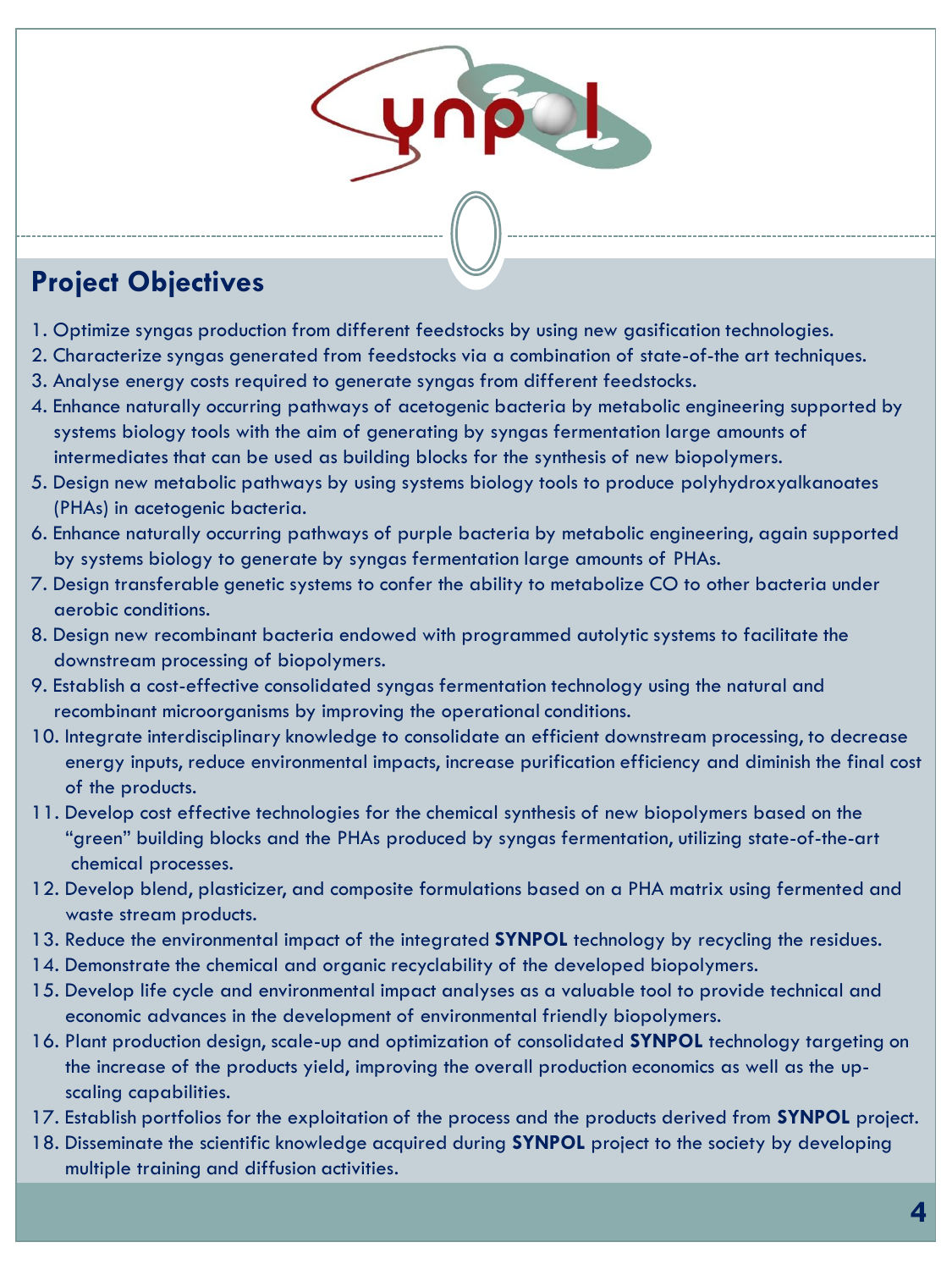## Project Objectives

1. Optimize syngas production from different feedstocks by using new gasification technologies.
2. Characterize syngas generated from feedstocks via a combination of state-of-the art techniques.
3. Analyse energy costs required to generate syngas from different feedstocks.
4. Enhance naturally occurring pathways of acetogenic bacteria by metabolic engineering supported by systems biology tools with the aim of generating by syngas fermentation large amounts of intermediates that can be used as building blocks for the synthesis of new biopolymers.
5. Design new metabolic pathways by using systems biology tools to produce polyhydroxyalkanoates (PHAs) in acetogenic bacteria.
6. Enhance naturally occurring pathways of purple bacteria by metabolic engineering, again supported by systems biology to generate by syngas fermentation large amounts of PHAs.
7. Design transferable genetic systems to confer the ability to metabolize CO to other bacteria under aerobic conditions.
8. Design new recombinant bacteria endowed with programmed autolytic systems to facilitate the downstream processing of biopolymers.
9. Establish a cost-effective consolidated syngas fermentation technology using the natural and recombinant microorganisms by improving the operational conditions.
10. Integrate interdisciplinary knowledge to consolidate an efficient downstream processing, to decrease energy inputs, reduce environmental impacts, increase purification efficiency and diminish the final cost of the products.
11. Develop cost effective technologies for the chemical synthesis of new biopolymers based on the "green" building blocks and the PHAs produced by syngas fermentation, utilizing state-of-the-art chemical processes.
12. Develop blend, plasticizer, and composite formulations based on a PHA matrix using fermented and waste stream products.
13. Reduce the environmental impact of the integrated **SYNPOL** technology by recycling the residues.
14. Demonstrate the chemical and organic recyclability of the developed biopolymers.
15. Develop life cycle and environmental impact analyses as a valuable tool to provide technical and economic advances in the development of environmental friendly biopolymers.
16. Plant production design, scale-up and optimization of consolidated **SYNPOL** technology targeting on the increase of the products yield, improving the overall production economics as well as the up-scaling capabilities.
17. Establish portfolios for the exploitation of the process and the products derived from **SYNPOL** project.
18. Disseminate the scientific knowledge acquired during **SYNPOL** project to the society by developing multiple training and diffusion activities.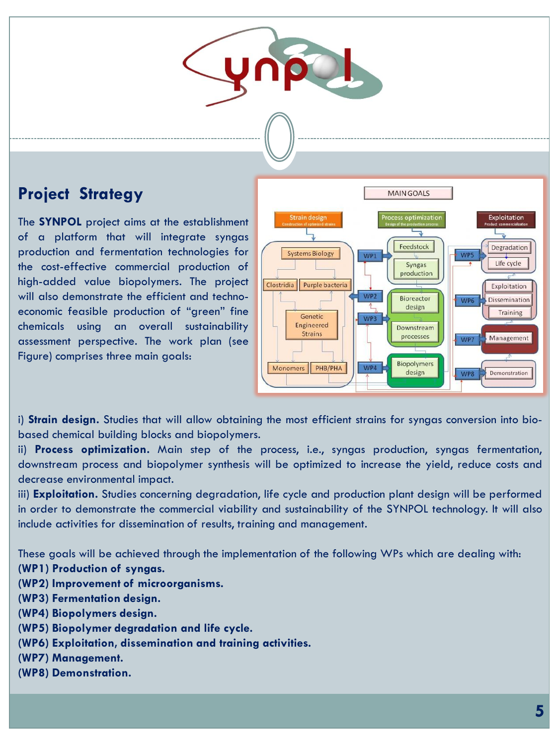## Project Strategy

The **SYNPOL** project aims at the establishment of a platform that will integrate syngas production and fermentation technologies for the cost-effective commercial production of high-added value biopolymers. The project will also demonstrate the efficient and techno-economic feasible production of "green" fine chemicals using an overall sustainability assessment perspective. The work plan (see Figure) comprises three main goals:

i) **Strain design.** Studies that will allow obtaining the most efficient strains for syngas conversion into bio-based chemical building blocks and biopolymers.

ii) **Process optimization.** Main step of the process, i.e., syngas production, syngas fermentation, downstream process and biopolymer synthesis will be optimized to increase the yield, reduce costs and decrease environmental impact.

iii) **Exploitation.** Studies concerning degradation, life cycle and production plant design will be performed in order to demonstrate the commercial viability and sustainability of the SYNPOL technology. It will also include activities for dissemination of results, training and management.

These goals will be achieved through the implementation of the following WPs which are dealing with:

**(WP1) Production of syngas.**
**(WP2) Improvement of microorganisms.**
**(WP3) Fermentation design.**
**(WP4) Biopolymers design.**
**(WP5) Biopolymer degradation and life cycle.**
**(WP6) Exploitation, dissemination and training activities.**
**(WP7) Management.**
**(WP8) Demonstration.**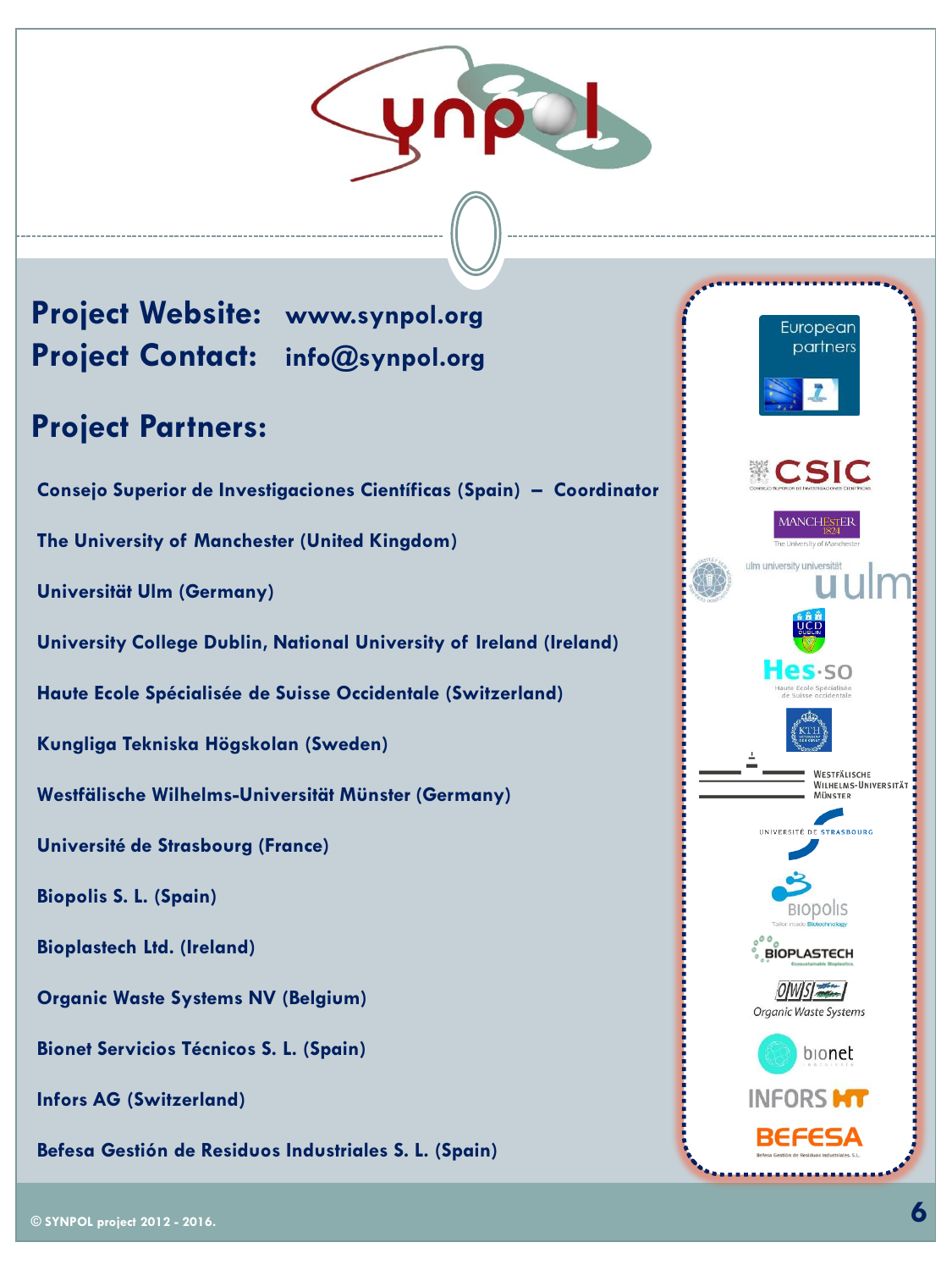**Project Website:** www.synpol.org

**Project Contact:** info@synpol.org

## Project Partners:

Consejo Superior de Investigaciones Científicas (Spain) – Coordinator

The University of Manchester (United Kingdom)

Universität Ulm (Germany)

University College Dublin, National University of Ireland (Ireland)

Haute Ecole Spécialisée de Suisse Occidentale (Switzerland)

Kungliga Tekniska Högskolan (Sweden)

Westfälische Wilhelms-Universität Münster (Germany)

Université de Strasbourg (France)

Biopolis S. L. (Spain)

Bioplastech Ltd. (Ireland)

Organic Waste Systems NV (Belgium)

Bionet Servicios Técnicos S. L. (Spain)

Infors AG (Switzerland)

Befesa Gestión de Residuos Industriales S. L. (Spain)

© SYNPOL project 2012 - 2016.